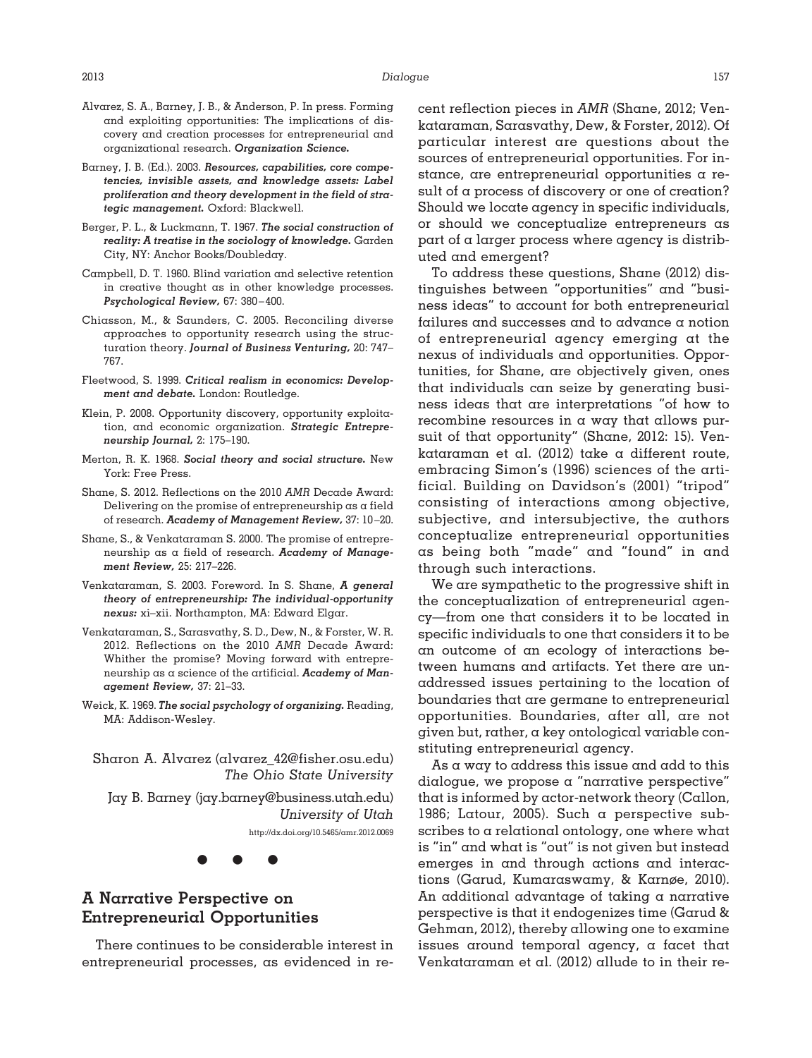Alvarez, S. A., Barney, J. B., & Anderson, P. In press. Forming and exploiting opportunities: The implications of discovery and creation processes for entrepreneurial and organizational research. ***Organization Science.***

Barney, J. B. (Ed.). 2003. ***Resources, capabilities, core competencies, invisible assets, and knowledge assets: Label proliferation and theory development in the field of strategic management.*** Oxford: Blackwell.

Berger, P. L., & Luckmann, T. 1967. ***The social construction of reality: A treatise in the sociology of knowledge.*** Garden City, NY: Anchor Books/Doubleday.

Campbell, D. T. 1960. Blind variation and selective retention in creative thought as in other knowledge processes. ***Psychological Review,*** 67: 380–400.

Chiasson, M., & Saunders, C. 2005. Reconciling diverse approaches to opportunity research using the structuration theory. ***Journal of Business Venturing,*** 20: 747–767.

Fleetwood, S. 1999. ***Critical realism in economics: Development and debate.*** London: Routledge.

Klein, P. 2008. Opportunity discovery, opportunity exploitation, and economic organization. ***Strategic Entrepreneurship Journal,*** 2: 175–190.

Merton, R. K. 1968. ***Social theory and social structure.*** New York: Free Press.

Shane, S. 2012. Reflections on the 2010 *AMR* Decade Award: Delivering on the promise of entrepreneurship as a field of research. ***Academy of Management Review,*** 37: 10–20.

Shane, S., & Venkataraman S. 2000. The promise of entrepreneurship as a field of research. ***Academy of Management Review,*** 25: 217–226.

Venkataraman, S. 2003. Foreword. In S. Shane, ***A general theory of entrepreneurship: The individual-opportunity nexus:*** xi–xii. Northampton, MA: Edward Elgar.

Venkataraman, S., Sarasvathy, S. D., Dew, N., & Forster, W. R. 2012. Reflections on the 2010 *AMR* Decade Award: Whither the promise? Moving forward with entrepreneurship as a science of the artificial. ***Academy of Management Review,*** 37: 21–33.

Weick, K. 1969. ***The social psychology of organizing.*** Reading, MA: Addison-Wesley.

Sharon A. Alvarez (alvarez_42@fisher.osu.edu)
*The Ohio State University*

Jay B. Barney (jay.barney@business.utah.edu)
*University of Utah*

http://dx.doi.org/10.5465/amr.2012.0069

● ● ●

## A Narrative Perspective on Entrepreneurial Opportunities

There continues to be considerable interest in entrepreneurial processes, as evidenced in recent reflection pieces in *AMR* (Shane, 2012; Venkataraman, Sarasvathy, Dew, & Forster, 2012). Of particular interest are questions about the sources of entrepreneurial opportunities. For instance, are entrepreneurial opportunities a result of a process of discovery or one of creation? Should we locate agency in specific individuals, or should we conceptualize entrepreneurs as part of a larger process where agency is distributed and emergent?

To address these questions, Shane (2012) distinguishes between "opportunities" and "business ideas" to account for both entrepreneurial failures and successes and to advance a notion of entrepreneurial agency emerging at the nexus of individuals and opportunities. Opportunities, for Shane, are objectively given, ones that individuals can seize by generating business ideas that are interpretations "of how to recombine resources in a way that allows pursuit of that opportunity" (Shane, 2012: 15). Venkataraman et al. (2012) take a different route, embracing Simon's (1996) sciences of the artificial. Building on Davidson's (2001) "tripod" consisting of interactions among objective, subjective, and intersubjective, the authors conceptualize entrepreneurial opportunities as being both "made" and "found" in and through such interactions.

We are sympathetic to the progressive shift in the conceptualization of entrepreneurial agency—from one that considers it to be located in specific individuals to one that considers it to be an outcome of an ecology of interactions between humans and artifacts. Yet there are unaddressed issues pertaining to the location of boundaries that are germane to entrepreneurial opportunities. Boundaries, after all, are not given but, rather, a key ontological variable constituting entrepreneurial agency.

As a way to address this issue and add to this dialogue, we propose a "narrative perspective" that is informed by actor-network theory (Callon, 1986; Latour, 2005). Such a perspective subscribes to a relational ontology, one where what is "in" and what is "out" is not given but instead emerges in and through actions and interactions (Garud, Kumaraswamy, & Karnøe, 2010). An additional advantage of taking a narrative perspective is that it endogenizes time (Garud & Gehman, 2012), thereby allowing one to examine issues around temporal agency, a facet that Venkataraman et al. (2012) allude to in their re-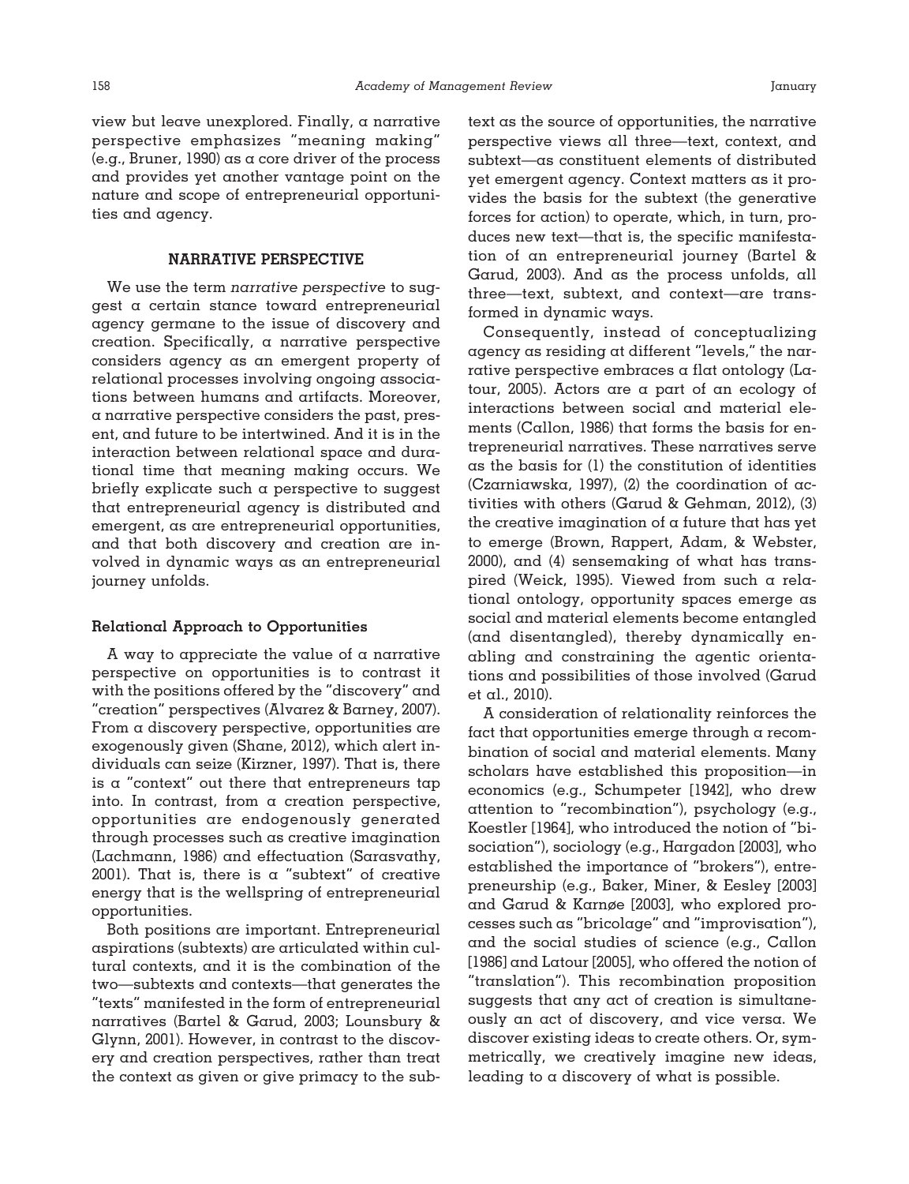view but leave unexplored. Finally, a narrative perspective emphasizes "meaning making" (e.g., Bruner, 1990) as a core driver of the process and provides yet another vantage point on the nature and scope of entrepreneurial opportunities and agency.

## NARRATIVE PERSPECTIVE

We use the term *narrative perspective* to suggest a certain stance toward entrepreneurial agency germane to the issue of discovery and creation. Specifically, a narrative perspective considers agency as an emergent property of relational processes involving ongoing associations between humans and artifacts. Moreover, a narrative perspective considers the past, present, and future to be intertwined. And it is in the interaction between relational space and durational time that meaning making occurs. We briefly explicate such a perspective to suggest that entrepreneurial agency is distributed and emergent, as are entrepreneurial opportunities, and that both discovery and creation are involved in dynamic ways as an entrepreneurial journey unfolds.

### Relational Approach to Opportunities

A way to appreciate the value of a narrative perspective on opportunities is to contrast it with the positions offered by the "discovery" and "creation" perspectives (Alvarez & Barney, 2007). From a discovery perspective, opportunities are exogenously given (Shane, 2012), which alert individuals can seize (Kirzner, 1997). That is, there is a "context" out there that entrepreneurs tap into. In contrast, from a creation perspective, opportunities are endogenously generated through processes such as creative imagination (Lachmann, 1986) and effectuation (Sarasvathy, 2001). That is, there is a "subtext" of creative energy that is the wellspring of entrepreneurial opportunities.

Both positions are important. Entrepreneurial aspirations (subtexts) are articulated within cultural contexts, and it is the combination of the two—subtexts and contexts—that generates the "texts" manifested in the form of entrepreneurial narratives (Bartel & Garud, 2003; Lounsbury & Glynn, 2001). However, in contrast to the discovery and creation perspectives, rather than treat the context as given or give primacy to the subtext as the source of opportunities, the narrative perspective views all three—text, context, and subtext—as constituent elements of distributed yet emergent agency. Context matters as it provides the basis for the subtext (the generative forces for action) to operate, which, in turn, produces new text—that is, the specific manifestation of an entrepreneurial journey (Bartel & Garud, 2003). And as the process unfolds, all three—text, subtext, and context—are transformed in dynamic ways.

Consequently, instead of conceptualizing agency as residing at different "levels," the narrative perspective embraces a flat ontology (Latour, 2005). Actors are a part of an ecology of interactions between social and material elements (Callon, 1986) that forms the basis for entrepreneurial narratives. These narratives serve as the basis for (1) the constitution of identities (Czarniawska, 1997), (2) the coordination of activities with others (Garud & Gehman, 2012), (3) the creative imagination of a future that has yet to emerge (Brown, Rappert, Adam, & Webster, 2000), and (4) sensemaking of what has transpired (Weick, 1995). Viewed from such a relational ontology, opportunity spaces emerge as social and material elements become entangled (and disentangled), thereby dynamically enabling and constraining the agentic orientations and possibilities of those involved (Garud et al., 2010).

A consideration of relationality reinforces the fact that opportunities emerge through a recombination of social and material elements. Many scholars have established this proposition—in economics (e.g., Schumpeter [1942], who drew attention to "recombination"), psychology (e.g., Koestler [1964], who introduced the notion of "bisociation"), sociology (e.g., Hargadon [2003], who established the importance of "brokers"), entrepreneurship (e.g., Baker, Miner, & Eesley [2003] and Garud & Karnøe [2003], who explored processes such as "bricolage" and "improvisation"), and the social studies of science (e.g., Callon [1986] and Latour [2005], who offered the notion of "translation"). This recombination proposition suggests that any act of creation is simultaneously an act of discovery, and vice versa. We discover existing ideas to create others. Or, symmetrically, we creatively imagine new ideas, leading to a discovery of what is possible.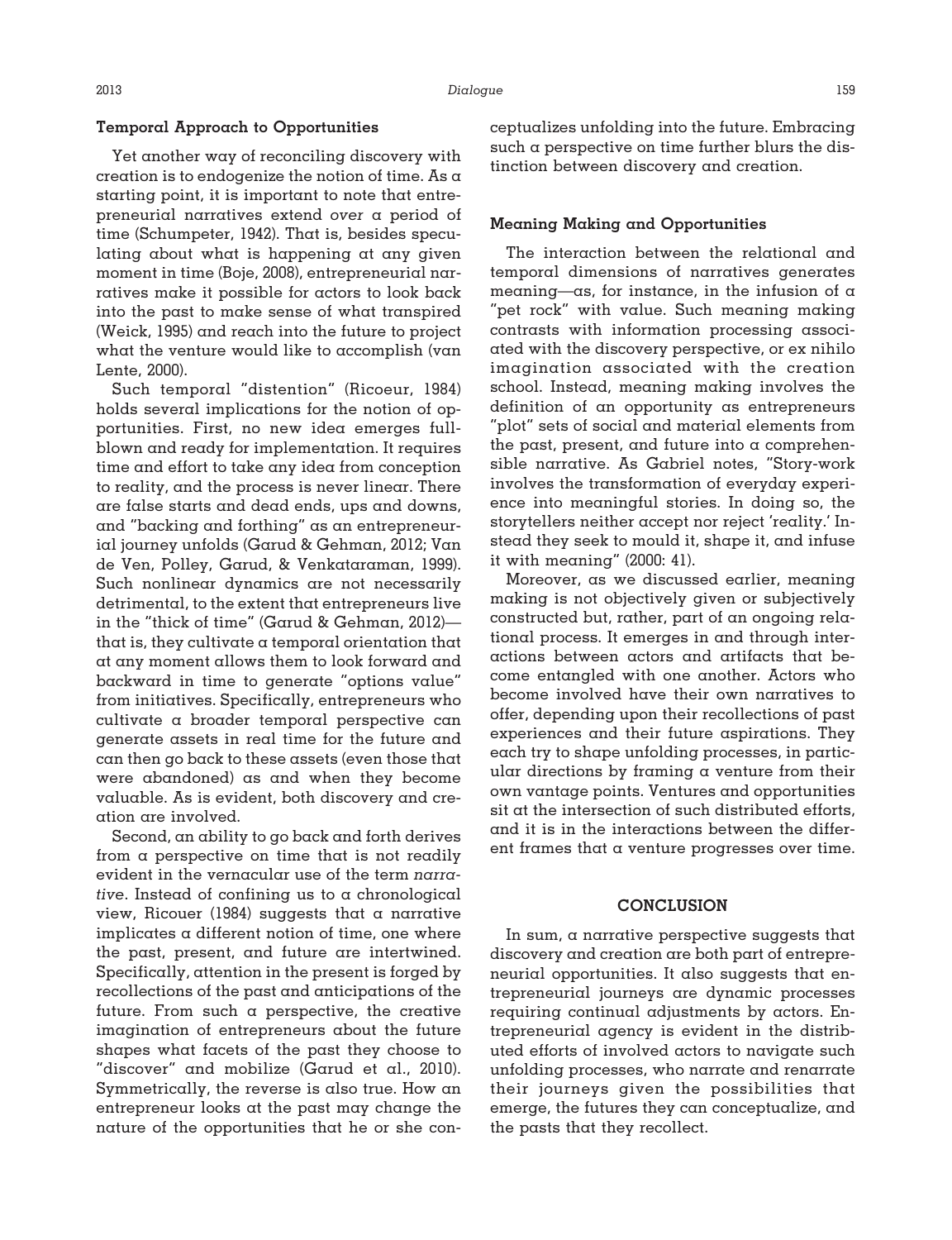### Temporal Approach to Opportunities

Yet another way of reconciling discovery with creation is to endogenize the notion of time. As a starting point, it is important to note that entrepreneurial narratives extend *over* a period of time (Schumpeter, 1942). That is, besides speculating about what is happening at any given moment in time (Boje, 2008), entrepreneurial narratives make it possible for actors to look back into the past to make sense of what transpired (Weick, 1995) and reach into the future to project what the venture would like to accomplish (van Lente, 2000).

Such temporal "distention" (Ricoeur, 1984) holds several implications for the notion of opportunities. First, no new idea emerges full-blown and ready for implementation. It requires time and effort to take any idea from conception to reality, and the process is never linear. There are false starts and dead ends, ups and downs, and "backing and forthing" as an entrepreneurial journey unfolds (Garud & Gehman, 2012; Van de Ven, Polley, Garud, & Venkataraman, 1999). Such nonlinear dynamics are not necessarily detrimental, to the extent that entrepreneurs live in the "thick of time" (Garud & Gehman, 2012)—that is, they cultivate a temporal orientation that at any moment allows them to look forward and backward in time to generate "options value" from initiatives. Specifically, entrepreneurs who cultivate a broader temporal perspective can generate assets in real time for the future and can then go back to these assets (even those that were abandoned) as and when they become valuable. As is evident, both discovery and creation are involved.

Second, an ability to go back and forth derives from a perspective on time that is not readily evident in the vernacular use of the term *narrative*. Instead of confining us to a chronological view, Ricouer (1984) suggests that a narrative implicates a different notion of time, one where the past, present, and future are intertwined. Specifically, attention in the present is forged by recollections of the past and anticipations of the future. From such a perspective, the creative imagination of entrepreneurs about the future shapes what facets of the past they choose to "discover" and mobilize (Garud et al., 2010). Symmetrically, the reverse is also true. How an entrepreneur looks at the past may change the nature of the opportunities that he or she conceptualizes unfolding into the future. Embracing such a perspective on time further blurs the distinction between discovery and creation.

### Meaning Making and Opportunities

The interaction between the relational and temporal dimensions of narratives generates meaning—as, for instance, in the infusion of a "pet rock" with value. Such meaning making contrasts with information processing associated with the discovery perspective, or ex nihilo imagination associated with the creation school. Instead, meaning making involves the definition of an opportunity as entrepreneurs "plot" sets of social and material elements from the past, present, and future into a comprehensible narrative. As Gabriel notes, "Story-work involves the transformation of everyday experience into meaningful stories. In doing so, the storytellers neither accept nor reject 'reality.' Instead they seek to mould it, shape it, and infuse it with meaning" (2000: 41).

Moreover, as we discussed earlier, meaning making is not objectively given or subjectively constructed but, rather, part of an ongoing relational process. It emerges in and through interactions between actors and artifacts that become entangled with one another. Actors who become involved have their own narratives to offer, depending upon their recollections of past experiences and their future aspirations. They each try to shape unfolding processes, in particular directions by framing a venture from their own vantage points. Ventures and opportunities sit at the intersection of such distributed efforts, and it is in the interactions between the different frames that a venture progresses over time.

## CONCLUSION

In sum, a narrative perspective suggests that discovery and creation are both part of entrepreneurial opportunities. It also suggests that entrepreneurial journeys are dynamic processes requiring continual adjustments by actors. Entrepreneurial agency is evident in the distributed efforts of involved actors to navigate such unfolding processes, who narrate and renarrate their journeys given the possibilities that emerge, the futures they can conceptualize, and the pasts that they recollect.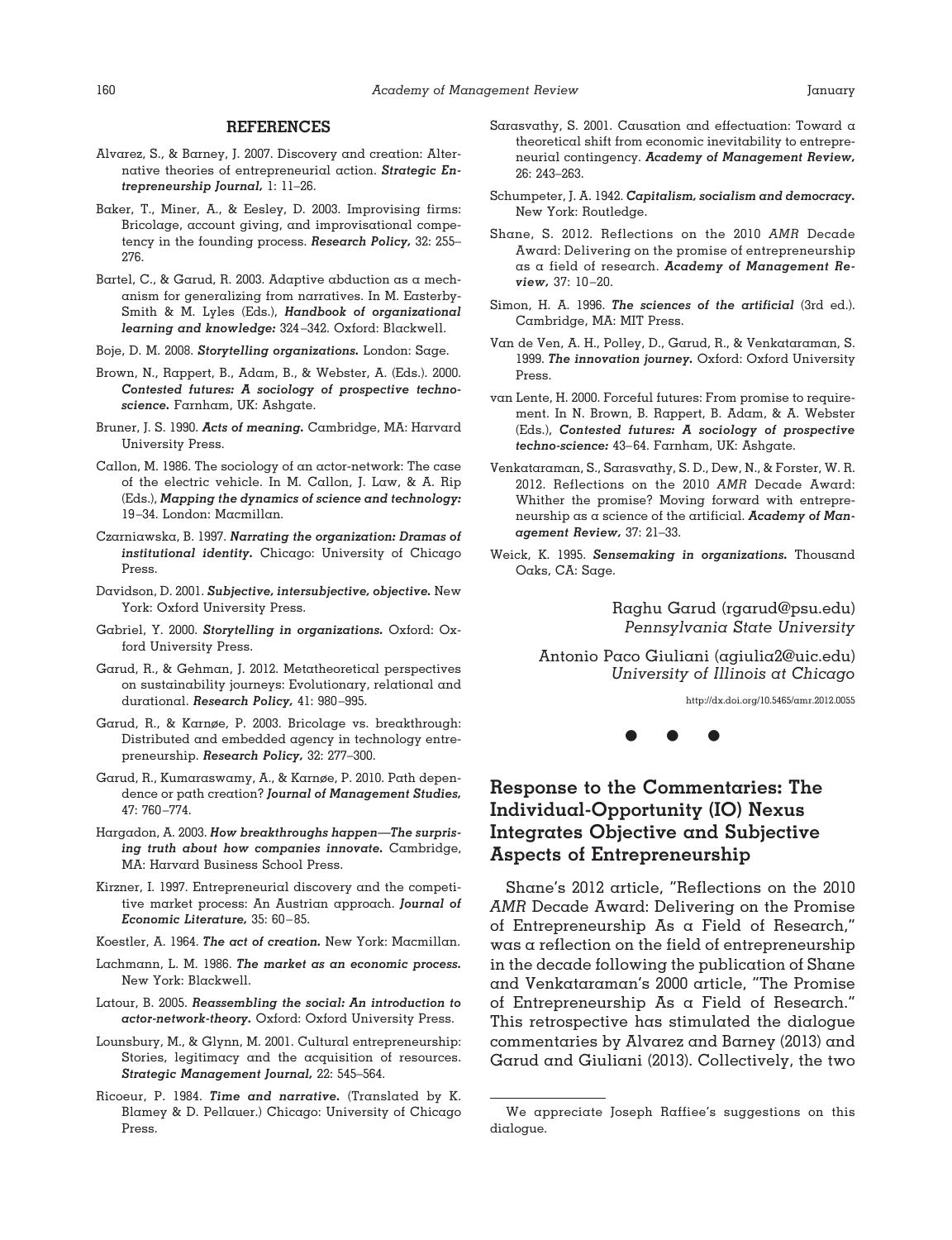## REFERENCES

Alvarez, S., & Barney, J. 2007. Discovery and creation: Alternative theories of entrepreneurial action. ***Strategic Entrepreneurship Journal,*** 1: 11–26.

Baker, T., Miner, A., & Eesley, D. 2003. Improvising firms: Bricolage, account giving, and improvisational competency in the founding process. ***Research Policy,*** 32: 255–276.

Bartel, C., & Garud, R. 2003. Adaptive abduction as a mechanism for generalizing from narratives. In M. Easterby-Smith & M. Lyles (Eds.), ***Handbook of organizational learning and knowledge:*** 324–342. Oxford: Blackwell.

Boje, D. M. 2008. ***Storytelling organizations.*** London: Sage.

Brown, N., Rappert, B., Adam, B., & Webster, A. (Eds.). 2000. ***Contested futures: A sociology of prospective technoscience.*** Farnham, UK: Ashgate.

Bruner, J. S. 1990. ***Acts of meaning.*** Cambridge, MA: Harvard University Press.

Callon, M. 1986. The sociology of an actor-network: The case of the electric vehicle. In M. Callon, J. Law, & A. Rip (Eds.), ***Mapping the dynamics of science and technology:*** 19–34. London: Macmillan.

Czarniawska, B. 1997. ***Narrating the organization: Dramas of institutional identity.*** Chicago: University of Chicago Press.

Davidson, D. 2001. ***Subjective, intersubjective, objective.*** New York: Oxford University Press.

Gabriel, Y. 2000. ***Storytelling in organizations.*** Oxford: Oxford University Press.

Garud, R., & Gehman, J. 2012. Metatheoretical perspectives on sustainability journeys: Evolutionary, relational and durational. ***Research Policy,*** 41: 980–995.

Garud, R., & Karnøe, P. 2003. Bricolage vs. breakthrough: Distributed and embedded agency in technology entrepreneurship. ***Research Policy,*** 32: 277–300.

Garud, R., Kumaraswamy, A., & Karnøe, P. 2010. Path dependence or path creation? ***Journal of Management Studies,*** 47: 760–774.

Hargadon, A. 2003. ***How breakthroughs happen—The surprising truth about how companies innovate.*** Cambridge, MA: Harvard Business School Press.

Kirzner, I. 1997. Entrepreneurial discovery and the competitive market process: An Austrian approach. ***Journal of Economic Literature,*** 35: 60–85.

Koestler, A. 1964. ***The act of creation.*** New York: Macmillan.

Lachmann, L. M. 1986. ***The market as an economic process.*** New York: Blackwell.

Latour, B. 2005. ***Reassembling the social: An introduction to actor-network-theory.*** Oxford: Oxford University Press.

Lounsbury, M., & Glynn, M. 2001. Cultural entrepreneurship: Stories, legitimacy and the acquisition of resources. ***Strategic Management Journal,*** 22: 545–564.

Ricoeur, P. 1984. ***Time and narrative.*** (Translated by K. Blamey & D. Pellauer.) Chicago: University of Chicago Press.

Sarasvathy, S. 2001. Causation and effectuation: Toward a theoretical shift from economic inevitability to entrepreneurial contingency. ***Academy of Management Review,*** 26: 243–263.

Schumpeter, J. A. 1942. ***Capitalism, socialism and democracy.*** New York: Routledge.

Shane, S. 2012. Reflections on the 2010 *AMR* Decade Award: Delivering on the promise of entrepreneurship as a field of research. ***Academy of Management Review,*** 37: 10–20.

Simon, H. A. 1996. ***The sciences of the artificial*** (3rd ed.). Cambridge, MA: MIT Press.

Van de Ven, A. H., Polley, D., Garud, R., & Venkataraman, S. 1999. ***The innovation journey.*** Oxford: Oxford University Press.

van Lente, H. 2000. Forceful futures: From promise to requirement. In N. Brown, B. Rappert, B. Adam, & A. Webster (Eds.), ***Contested futures: A sociology of prospective techno-science:*** 43–64. Farnham, UK: Ashgate.

Venkataraman, S., Sarasvathy, S. D., Dew, N., & Forster, W. R. 2012. Reflections on the 2010 *AMR* Decade Award: Whither the promise? Moving forward with entrepreneurship as a science of the artificial. ***Academy of Management Review,*** 37: 21–33.

Weick, K. 1995. ***Sensemaking in organizations.*** Thousand Oaks, CA: Sage.

Raghu Garud (rgarud@psu.edu)
*Pennsylvania State University*

Antonio Paco Giuliani (agiulia2@uic.edu)
*University of Illinois at Chicago*

http://dx.doi.org/10.5465/amr.2012.0055

● ● ●

## Response to the Commentaries: The Individual-Opportunity (IO) Nexus Integrates Objective and Subjective Aspects of Entrepreneurship

Shane's 2012 article, "Reflections on the 2010 *AMR* Decade Award: Delivering on the Promise of Entrepreneurship As a Field of Research," was a reflection on the field of entrepreneurship in the decade following the publication of Shane and Venkataraman's 2000 article, "The Promise of Entrepreneurship As a Field of Research." This retrospective has stimulated the dialogue commentaries by Alvarez and Barney (2013) and Garud and Giuliani (2013). Collectively, the two

We appreciate Joseph Raffiee's suggestions on this dialogue.